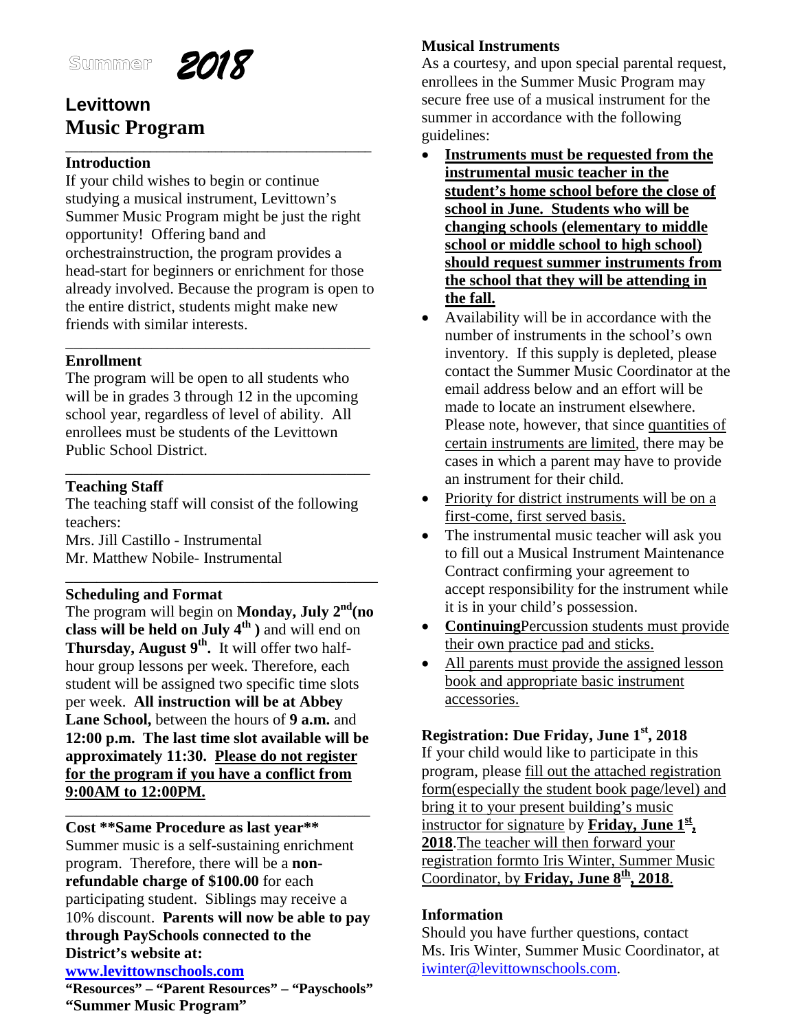Summer **2018**

# Levittown Music Program

## Introduction

If your child wishes to begin or continue studying a musical instrument, Levittown's Summer Music Program might be just the right opportunity! Offering band and orchestrainstruction, the program provides a head-start for beginners or enrichment for those already involved. Because the program is open to the entire district, students might make new friends with similar interests.

## Enrollment

The program will be open to all students who will be in grades 3 through 12 in the upcoming school year, regardless of level of ability. All enrollees must be students of the Levittown Public School District.

## Teaching Staff

The teaching staff will consist of the following teachers:
Mrs. Jill Castillo - Instrumental
Mr. Matthew Nobile- Instrumental

## Scheduling and Format

The program will begin on **Monday, July 2nd(no class will be held on July 4th )** and will end on **Thursday, August 9th.** It will offer two half-hour group lessons per week. Therefore, each student will be assigned two specific time slots per week. **All instruction will be at Abbey Lane School,** between the hours of **9 a.m.** and **12:00 p.m. The last time slot available will be approximately 11:30. Please do not register for the program if you have a conflict from 9:00AM to 12:00PM.**

## Cost **Same Procedure as last year**

Summer music is a self-sustaining enrichment program. Therefore, there will be a **non-refundable charge of $100.00** for each participating student. Siblings may receive a 10% discount. **Parents will now be able to pay through PaySchools connected to the District's website at:**
**www.levittownschools.com**
**"Resources" – "Parent Resources" – "Payschools" "Summer Music Program"**

## Musical Instruments

As a courtesy, and upon special parental request, enrollees in the Summer Music Program may secure free use of a musical instrument for the summer in accordance with the following guidelines:

- **Instruments must be requested from the instrumental music teacher in the student's home school before the close of school in June. Students who will be changing schools (elementary to middle school or middle school to high school) should request summer instruments from the school that they will be attending in the fall.**
- Availability will be in accordance with the number of instruments in the school's own inventory. If this supply is depleted, please contact the Summer Music Coordinator at the email address below and an effort will be made to locate an instrument elsewhere. Please note, however, that since quantities of certain instruments are limited, there may be cases in which a parent may have to provide an instrument for their child.
- Priority for district instruments will be on a first-come, first served basis.
- The instrumental music teacher will ask you to fill out a Musical Instrument Maintenance Contract confirming your agreement to accept responsibility for the instrument while it is in your child's possession.
- **Continuing**Percussion students must provide their own practice pad and sticks.
- All parents must provide the assigned lesson book and appropriate basic instrument accessories.

## Registration: Due Friday, June 1st, 2018

If your child would like to participate in this program, please fill out the attached registration form(especially the student book page/level) and bring it to your present building's music instructor for signature by **Friday, June 1st, 2018**.The teacher will then forward your registration formto Iris Winter, Summer Music Coordinator, by **Friday, June 8th, 2018**.

## Information

Should you have further questions, contact Ms. Iris Winter, Summer Music Coordinator, at iwinter@levittownschools.com.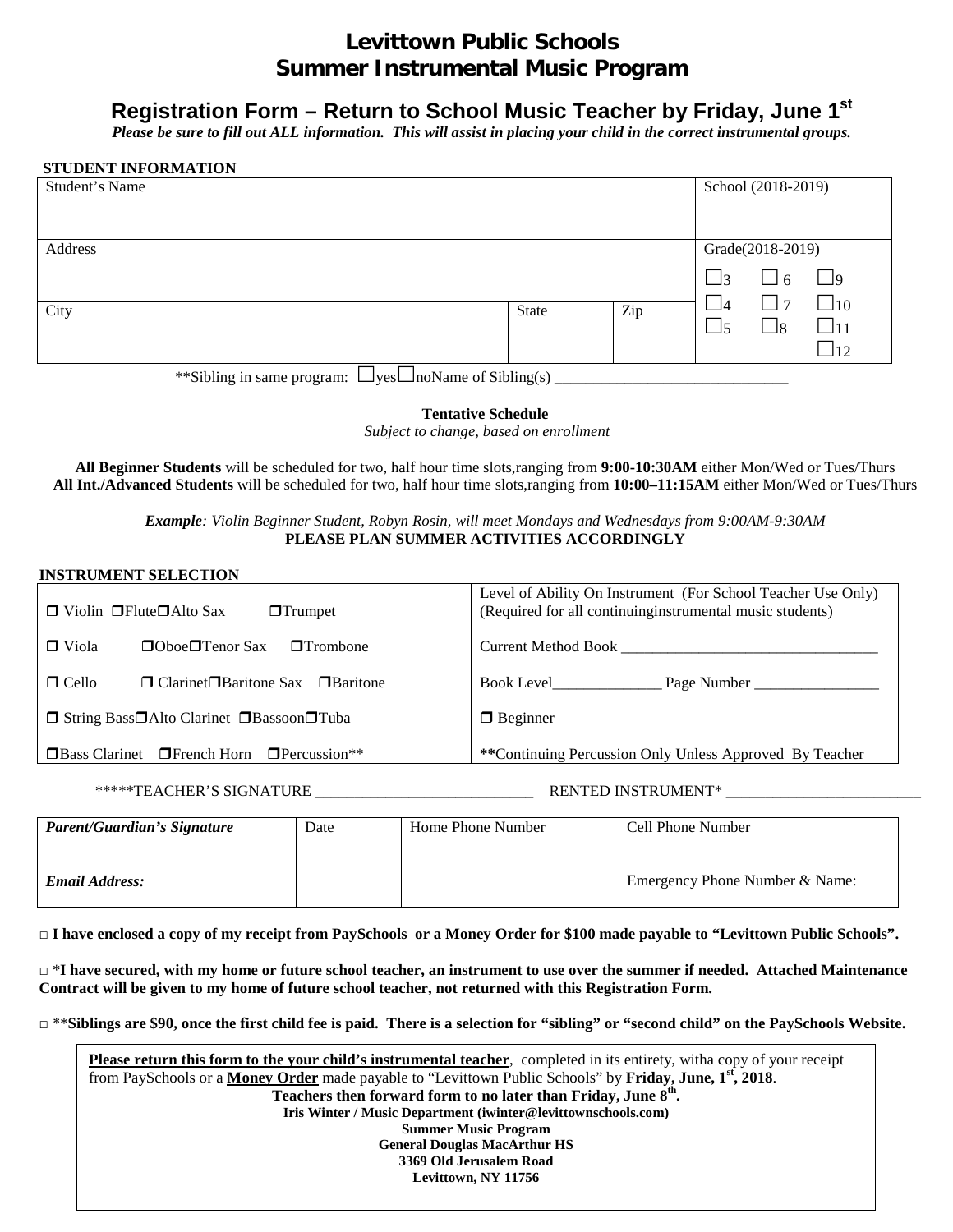# Levittown Public Schools
# Summer Instrumental Music Program

## Registration Form – Return to School Music Teacher by Friday, June 1st

***Please be sure to fill out ALL information. This will assist in placing your child in the correct instrumental groups.***

**STUDENT INFORMATION**

| | | | |
|---|---|---|---|
| Student's Name | | | School (2018-2019) |
| Address | | | Grade(2018-2019)<br>☐3 ☐6 ☐9<br>☐4 ☐7 ☐10<br>☐5 ☐8 ☐11<br>☐12 |
| City | State | Zip | |

**Sibling in same program: ☐yes☐noName of Sibling(s) ______________________________

**Tentative Schedule**

*Subject to change, based on enrollment*

**All Beginner Students** will be scheduled for two, half hour time slots,ranging from **9:00-10:30AM** either Mon/Wed or Tues/Thurs
**All Int./Advanced Students** will be scheduled for two, half hour time slots,ranging from **10:00–11:15AM** either Mon/Wed or Tues/Thurs

***Example**: Violin Beginner Student, Robyn Rosin, will meet Mondays and Wednesdays from 9:00AM-9:30AM*
**PLEASE PLAN SUMMER ACTIVITIES ACCORDINGLY**

**INSTRUMENT SELECTION**

| | |
|---|---|
| ☐ Violin ☐Flute☐Alto Sax ☐Trumpet | Level of Ability On Instrument (For School Teacher Use Only)<br>(Required for all continuinginstrumental music students) |
| ☐ Viola ☐Oboe☐Tenor Sax ☐Trombone | Current Method Book ________________________________ |
| ☐ Cello ☐ Clarinet☐Baritone Sax ☐Baritone | Book Level______________ Page Number ________________ |
| ☐ String Bass☐Alto Clarinet ☐Bassoon☐Tuba | ☐ Beginner |
| ☐Bass Clarinet ☐French Horn ☐Percussion** | **Continuing Percussion Only Unless Approved By Teacher |

*****TEACHER'S SIGNATURE ___________________________ RENTED INSTRUMENT* _________________________

| | | | |
|---|---|---|---|
| ***Parent/Guardian's Signature*** | Date | Home Phone Number | Cell Phone Number |
| ***Email Address:*** | | | Emergency Phone Number & Name: |

□ **I have enclosed a copy of my receipt from PaySchools or a Money Order for $100 made payable to "Levittown Public Schools".**

□ ***I have secured, with my home or future school teacher, an instrument to use over the summer if needed. Attached Maintenance Contract will be given to my home of future school teacher, not returned with this Registration Form.**

□ ****Siblings are $90, once the first child fee is paid. There is a selection for "sibling" or "second child" on the PaySchools Website.**

**Please return this form to the your child's instrumental teacher**, completed in its entirety, witha copy of your receipt from PaySchools or a **Money Order** made payable to "Levittown Public Schools" by **Friday, June, 1st, 2018**.

**Teachers then forward form to no later than Friday, June 8th.**

**Iris Winter / Music Department (iwinter@levittownschools.com)**
**Summer Music Program**
**General Douglas MacArthur HS**
**3369 Old Jerusalem Road**
**Levittown, NY 11756**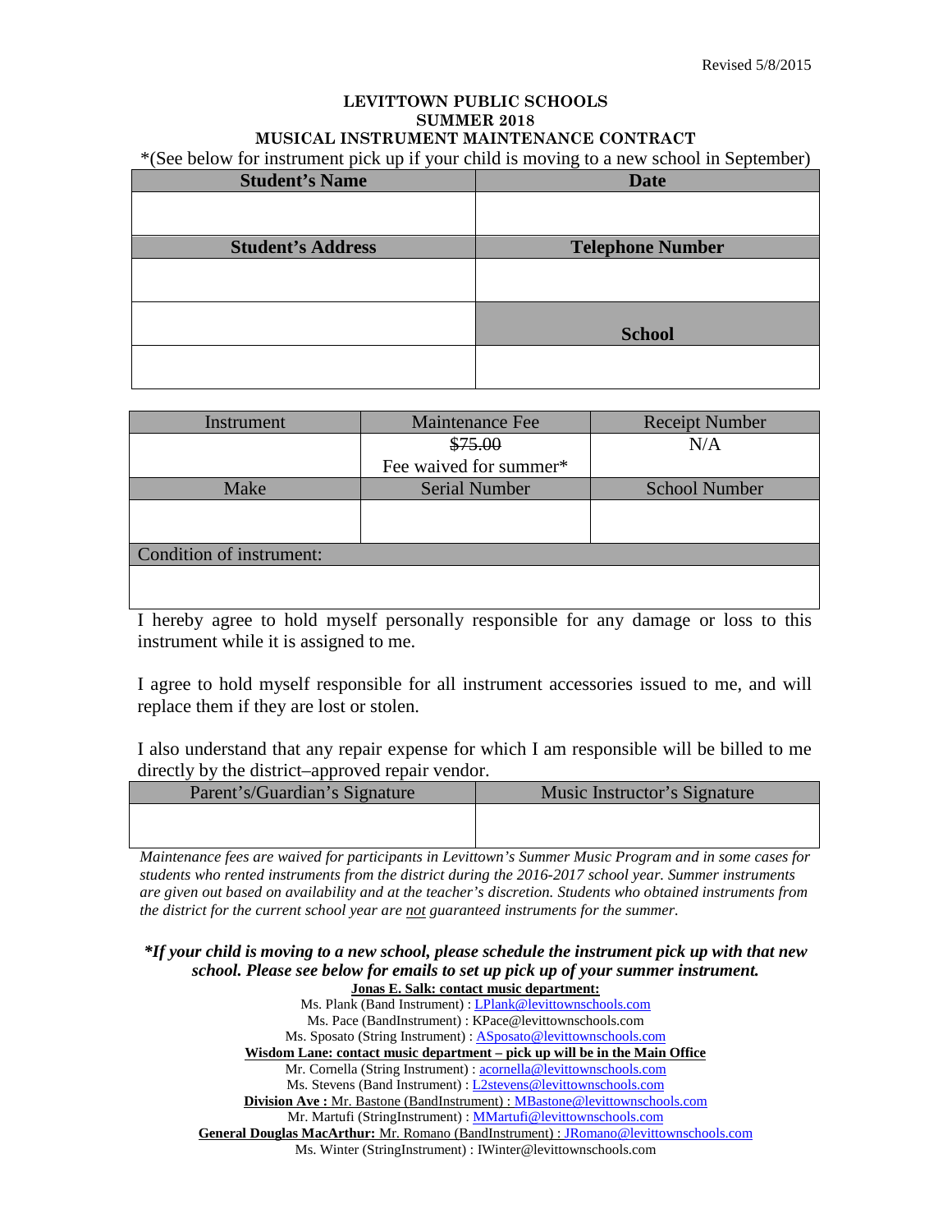Revised 5/8/2015

**LEVITTOWN PUBLIC SCHOOLS**
**SUMMER 2018**
**MUSICAL INSTRUMENT MAINTENANCE CONTRACT**

*(See below for instrument pick up if your child is moving to a new school in September)

| **Student's Name** | **Date** |
|---|---|
| | |
| **Student's Address** | **Telephone Number** |
| | |
| | **School** |
| | |

| Instrument | Maintenance Fee | Receipt Number |
|---|---|---|
| | ~~$75.00~~ Fee waived for summer* | N/A |
| Make | Serial Number | School Number |
| | | |
| Condition of instrument: | | |
| | | |

I hereby agree to hold myself personally responsible for any damage or loss to this instrument while it is assigned to me.

I agree to hold myself responsible for all instrument accessories issued to me, and will replace them if they are lost or stolen.

I also understand that any repair expense for which I am responsible will be billed to me directly by the district–approved repair vendor.

| Parent's/Guardian's Signature | Music Instructor's Signature |
|---|---|
| | |

*Maintenance fees are waived for participants in Levittown's Summer Music Program and in some cases for students who rented instruments from the district during the 2016-2017 school year. Summer instruments are given out based on availability and at the teacher's discretion. Students who obtained instruments from the district for the current school year are not guaranteed instruments for the summer.*

***If your child is moving to a new school, please schedule the instrument pick up with that new school. Please see below for emails to set up pick up of your summer instrument.***

**Jonas E. Salk: contact music department:**
Ms. Plank (Band Instrument) : LPlank@levittownschools.com
Ms. Pace (BandInstrument) : KPace@levittownschools.com
Ms. Sposato (String Instrument) : ASposato@levittownschools.com

**Wisdom Lane: contact music department – pick up will be in the Main Office**
Mr. Cornella (String Instrument) : acornella@levittownschools.com
Ms. Stevens (Band Instrument) : L2stevens@levittownschools.com

**Division Ave :** Mr. Bastone (BandInstrument) : MBastone@levittownschools.com
Mr. Martufi (StringInstrument) : MMartufi@levittownschools.com

**General Douglas MacArthur:** Mr. Romano (BandInstrument) : JRomano@levittownschools.com
Ms. Winter (StringInstrument) : IWinter@levittownschools.com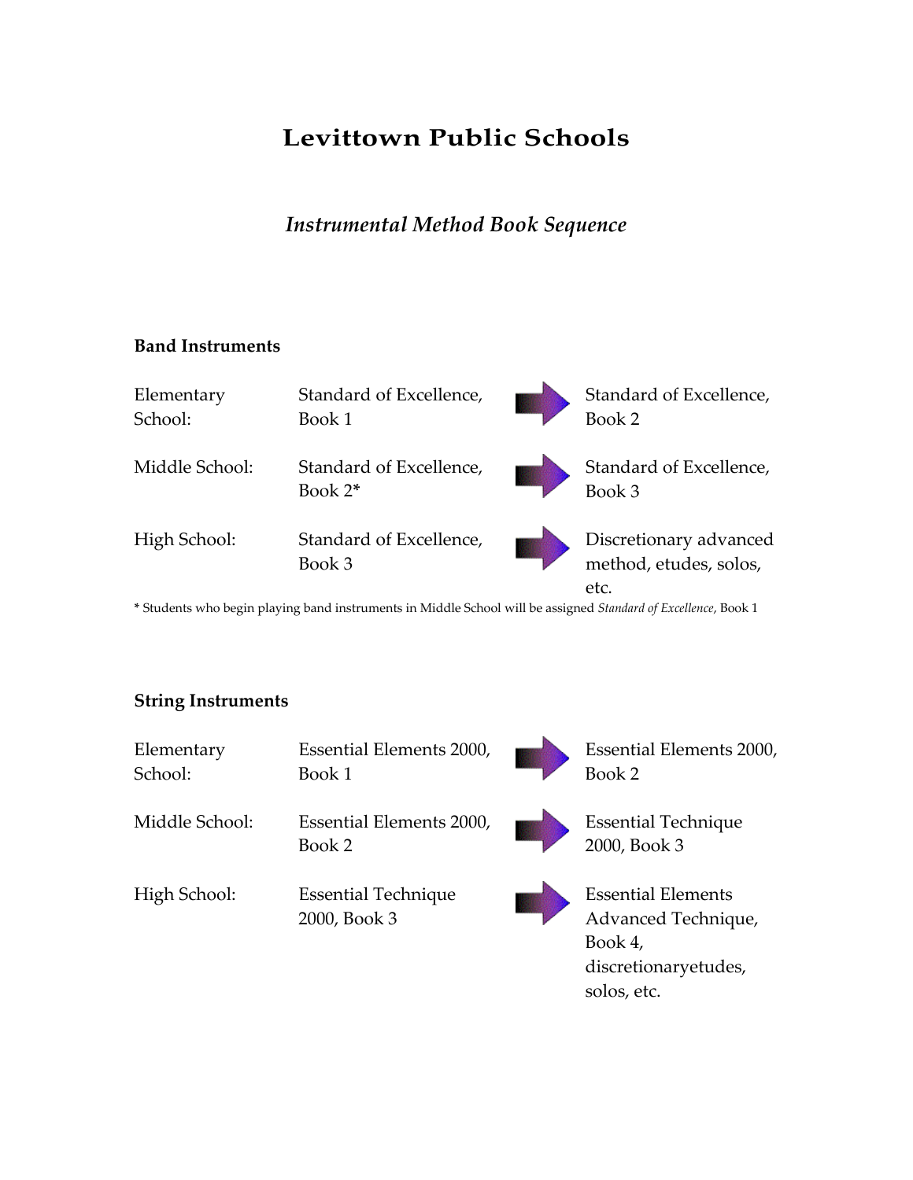# Levittown Public Schools

## *Instrumental Method Book Sequence*

### Band Instruments

| | | | |
|---|---|---|---|
| Elementary School: | Standard of Excellence, Book 1 | → | Standard of Excellence, Book 2 |
| Middle School: | Standard of Excellence, Book 2* | → | Standard of Excellence, Book 3 |
| High School: | Standard of Excellence, Book 3 | → | Discretionary advanced method, etudes, solos, etc. |

* Students who begin playing band instruments in Middle School will be assigned *Standard of Excellence*, Book 1

### String Instruments

| | | | |
|---|---|---|---|
| Elementary School: | Essential Elements 2000, Book 1 | → | Essential Elements 2000, Book 2 |
| Middle School: | Essential Elements 2000, Book 2 | → | Essential Technique 2000, Book 3 |
| High School: | Essential Technique 2000, Book 3 | → | Essential Elements Advanced Technique, Book 4, discretionaryetudes, solos, etc. |